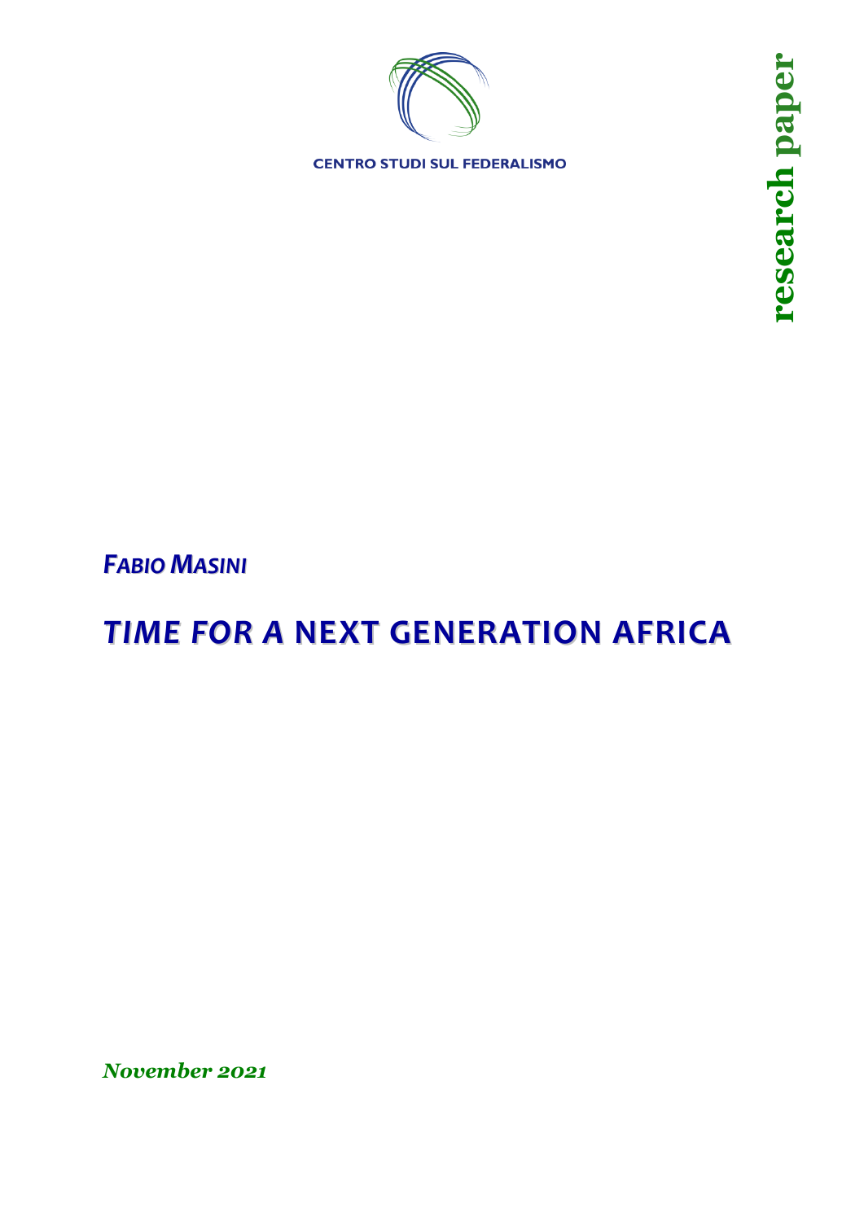CENTRO STUDI SUL FEDERALISMO

**research paper**

***FABIO MASINI***

# TIME FOR A NEXT GENERATION AFRICA

***November 2021***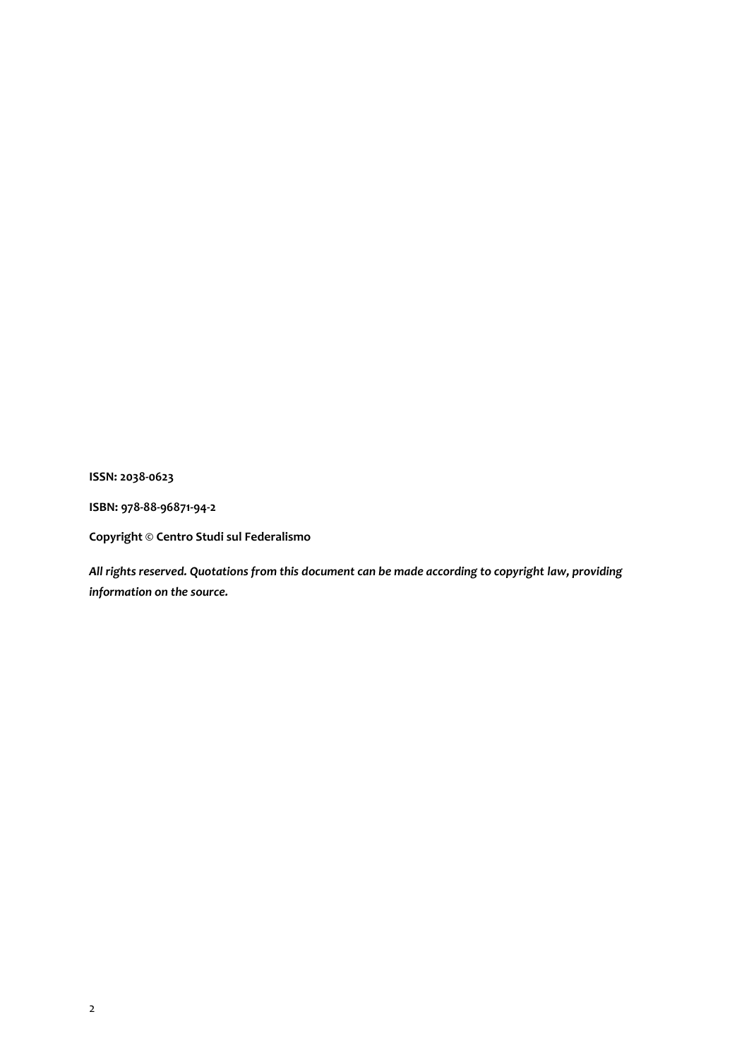**ISSN: 2038-0623**

**ISBN: 978-88-96871-94-2**

**Copyright © Centro Studi sul Federalismo**

***All rights reserved. Quotations from this document can be made according to copyright law, providing information on the source.***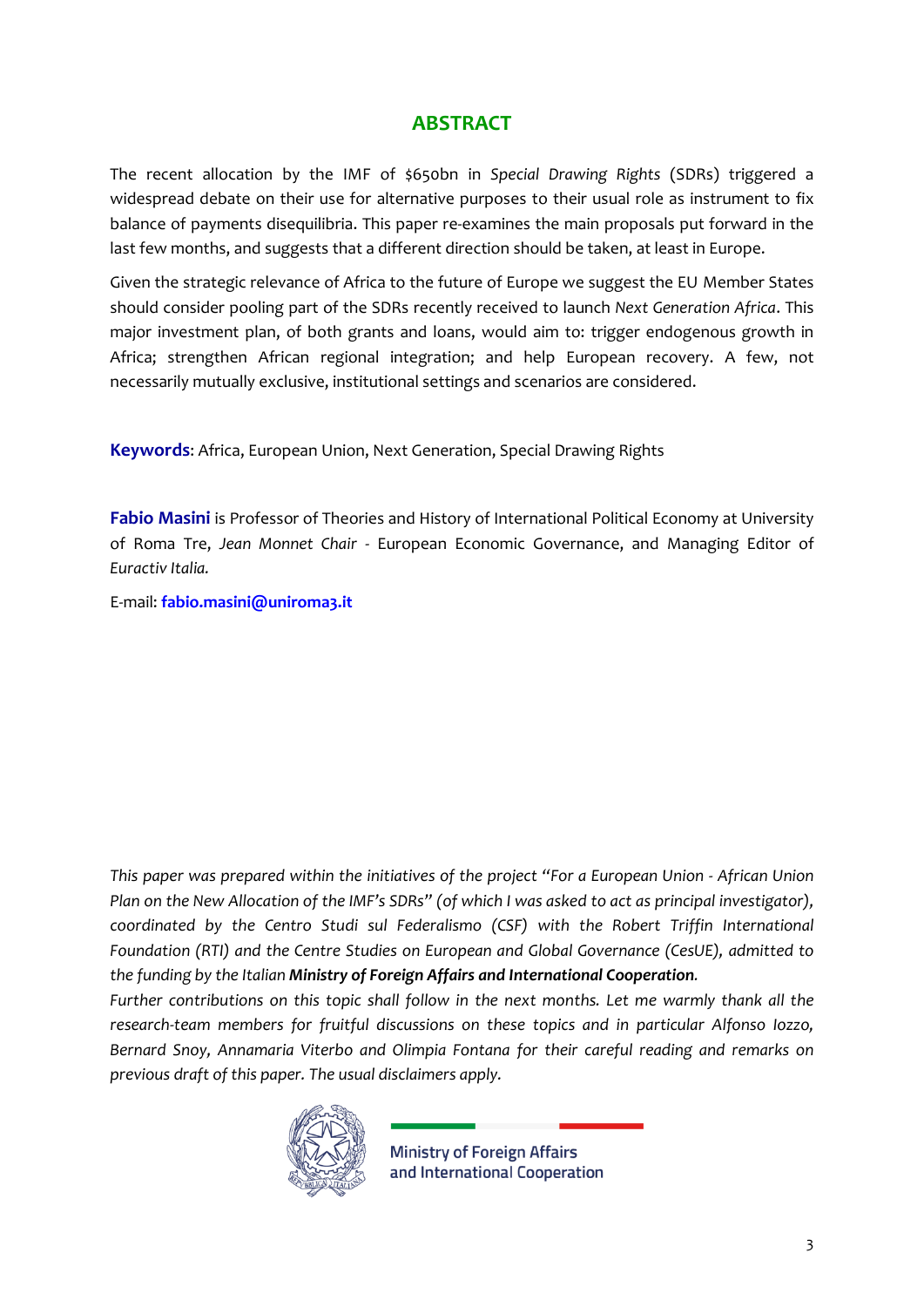## ABSTRACT

The recent allocation by the IMF of $650bn in *Special Drawing Rights* (SDRs) triggered a widespread debate on their use for alternative purposes to their usual role as instrument to fix balance of payments disequilibria. This paper re-examines the main proposals put forward in the last few months, and suggests that a different direction should be taken, at least in Europe.

Given the strategic relevance of Africa to the future of Europe we suggest the EU Member States should consider pooling part of the SDRs recently received to launch *Next Generation Africa*. This major investment plan, of both grants and loans, would aim to: trigger endogenous growth in Africa; strengthen African regional integration; and help European recovery. A few, not necessarily mutually exclusive, institutional settings and scenarios are considered.

**Keywords**: Africa, European Union, Next Generation, Special Drawing Rights

**Fabio Masini** is Professor of Theories and History of International Political Economy at University of Roma Tre, *Jean Monnet Chair* - European Economic Governance, and Managing Editor of *Euractiv Italia.*

E-mail: **fabio.masini@uniroma3.it**

*This paper was prepared within the initiatives of the project "For a European Union - African Union Plan on the New Allocation of the IMF's SDRs" (of which I was asked to act as principal investigator), coordinated by the Centro Studi sul Federalismo (CSF) with the Robert Triffin International Foundation (RTI) and the Centre Studies on European and Global Governance (CesUE), admitted to the funding by the Italian* ***Ministry of Foreign Affairs and International Cooperation****.*

*Further contributions on this topic shall follow in the next months. Let me warmly thank all the research-team members for fruitful discussions on these topics and in particular Alfonso Iozzo, Bernard Snoy, Annamaria Viterbo and Olimpia Fontana for their careful reading and remarks on previous draft of this paper. The usual disclaimers apply.*

Ministry of Foreign Affairs and International Cooperation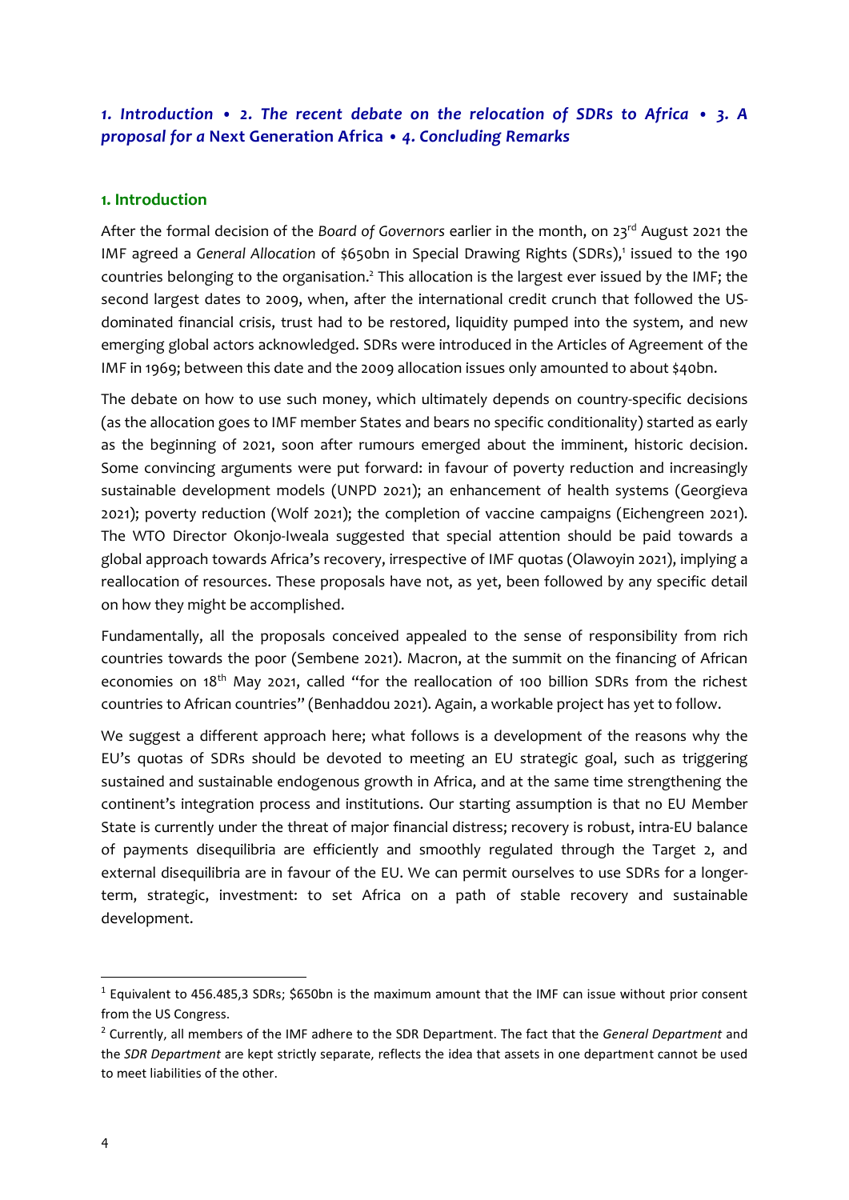*1. Introduction • 2. The recent debate on the relocation of SDRs to Africa • 3. A proposal for a* **Next Generation Africa** *• 4. Concluding Remarks*

## 1. Introduction

After the formal decision of the *Board of Governors* earlier in the month, on 23rd August 2021 the IMF agreed a *General Allocation* of $650bn in Special Drawing Rights (SDRs),[1] issued to the 190 countries belonging to the organisation.[2] This allocation is the largest ever issued by the IMF; the second largest dates to 2009, when, after the international credit crunch that followed the US-dominated financial crisis, trust had to be restored, liquidity pumped into the system, and new emerging global actors acknowledged. SDRs were introduced in the Articles of Agreement of the IMF in 1969; between this date and the 2009 allocation issues only amounted to about $40bn.

The debate on how to use such money, which ultimately depends on country-specific decisions (as the allocation goes to IMF member States and bears no specific conditionality) started as early as the beginning of 2021, soon after rumours emerged about the imminent, historic decision. Some convincing arguments were put forward: in favour of poverty reduction and increasingly sustainable development models (UNPD 2021); an enhancement of health systems (Georgieva 2021); poverty reduction (Wolf 2021); the completion of vaccine campaigns (Eichengreen 2021). The WTO Director Okonjo-Iweala suggested that special attention should be paid towards a global approach towards Africa's recovery, irrespective of IMF quotas (Olawoyin 2021), implying a reallocation of resources. These proposals have not, as yet, been followed by any specific detail on how they might be accomplished.

Fundamentally, all the proposals conceived appealed to the sense of responsibility from rich countries towards the poor (Sembene 2021). Macron, at the summit on the financing of African economies on 18th May 2021, called "for the reallocation of 100 billion SDRs from the richest countries to African countries" (Benhaddou 2021). Again, a workable project has yet to follow.

We suggest a different approach here; what follows is a development of the reasons why the EU's quotas of SDRs should be devoted to meeting an EU strategic goal, such as triggering sustained and sustainable endogenous growth in Africa, and at the same time strengthening the continent's integration process and institutions. Our starting assumption is that no EU Member State is currently under the threat of major financial distress; recovery is robust, intra-EU balance of payments disequilibria are efficiently and smoothly regulated through the Target 2, and external disequilibria are in favour of the EU. We can permit ourselves to use SDRs for a longer-term, strategic, investment: to set Africa on a path of stable recovery and sustainable development.

---

[1] Equivalent to 456.485,3 SDRs; $650bn is the maximum amount that the IMF can issue without prior consent from the US Congress.

[2] Currently, all members of the IMF adhere to the SDR Department. The fact that the *General Department* and the *SDR Department* are kept strictly separate, reflects the idea that assets in one department cannot be used to meet liabilities of the other.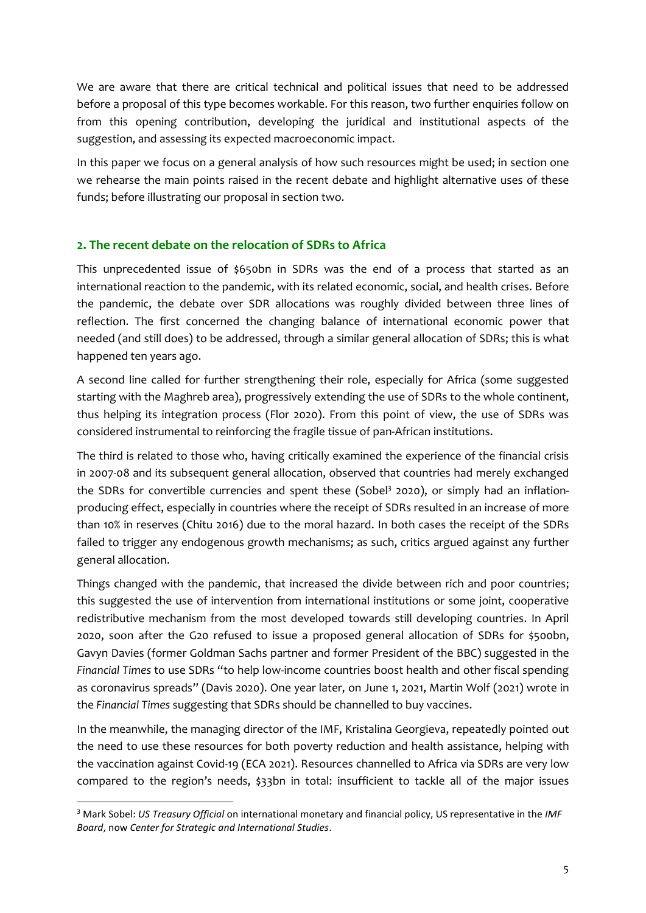We are aware that there are critical technical and political issues that need to be addressed before a proposal of this type becomes workable. For this reason, two further enquiries follow on from this opening contribution, developing the juridical and institutional aspects of the suggestion, and assessing its expected macroeconomic impact.

In this paper we focus on a general analysis of how such resources might be used; in section one we rehearse the main points raised in the recent debate and highlight alternative uses of these funds; before illustrating our proposal in section two.

## 2. The recent debate on the relocation of SDRs to Africa

This unprecedented issue of \$650bn in SDRs was the end of a process that started as an international reaction to the pandemic, with its related economic, social, and health crises. Before the pandemic, the debate over SDR allocations was roughly divided between three lines of reflection. The first concerned the changing balance of international economic power that needed (and still does) to be addressed, through a similar general allocation of SDRs; this is what happened ten years ago.

A second line called for further strengthening their role, especially for Africa (some suggested starting with the Maghreb area), progressively extending the use of SDRs to the whole continent, thus helping its integration process (Flor 2020). From this point of view, the use of SDRs was considered instrumental to reinforcing the fragile tissue of pan-African institutions.

The third is related to those who, having critically examined the experience of the financial crisis in 2007-08 and its subsequent general allocation, observed that countries had merely exchanged the SDRs for convertible currencies and spent these (Sobel[3] 2020), or simply had an inflation-producing effect, especially in countries where the receipt of SDRs resulted in an increase of more than 10% in reserves (Chitu 2016) due to the moral hazard. In both cases the receipt of the SDRs failed to trigger any endogenous growth mechanisms; as such, critics argued against any further general allocation.

Things changed with the pandemic, that increased the divide between rich and poor countries; this suggested the use of intervention from international institutions or some joint, cooperative redistributive mechanism from the most developed towards still developing countries. In April 2020, soon after the G20 refused to issue a proposed general allocation of SDRs for \$500bn, Gavyn Davies (former Goldman Sachs partner and former President of the BBC) suggested in the *Financial Times* to use SDRs "to help low-income countries boost health and other fiscal spending as coronavirus spreads" (Davis 2020). One year later, on June 1, 2021, Martin Wolf (2021) wrote in the *Financial Times* suggesting that SDRs should be channelled to buy vaccines.

In the meanwhile, the managing director of the IMF, Kristalina Georgieva, repeatedly pointed out the need to use these resources for both poverty reduction and health assistance, helping with the vaccination against Covid-19 (ECA 2021). Resources channelled to Africa via SDRs are very low compared to the region's needs, \$33bn in total: insufficient to tackle all of the major issues

---

[3] Mark Sobel: *US Treasury Official* on international monetary and financial policy, US representative in the *IMF Board*, now *Center for Strategic and International Studies*.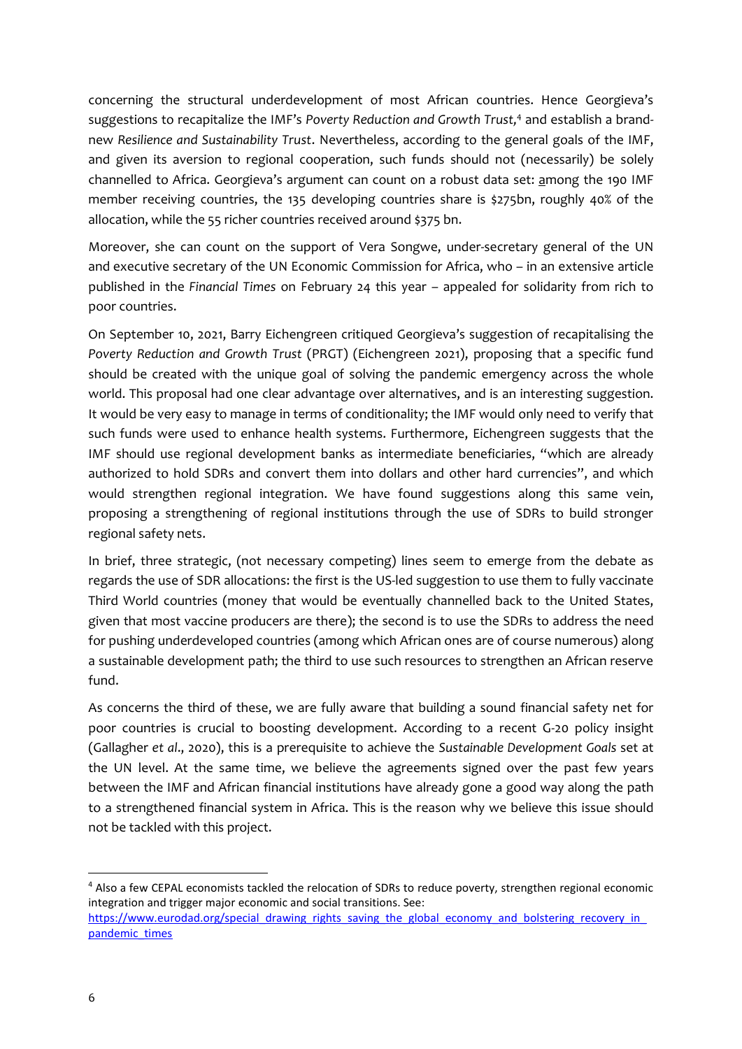concerning the structural underdevelopment of most African countries. Hence Georgieva's suggestions to recapitalize the IMF's *Poverty Reduction and Growth Trust,*[4] and establish a brand-new *Resilience and Sustainability Trust*. Nevertheless, according to the general goals of the IMF, and given its aversion to regional cooperation, such funds should not (necessarily) be solely channelled to Africa. Georgieva's argument can count on a robust data set: among the 190 IMF member receiving countries, the 135 developing countries share is \$275bn, roughly 40% of the allocation, while the 55 richer countries received around \$375 bn.

Moreover, she can count on the support of Vera Songwe, under-secretary general of the UN and executive secretary of the UN Economic Commission for Africa, who – in an extensive article published in the *Financial Times* on February 24 this year – appealed for solidarity from rich to poor countries.

On September 10, 2021, Barry Eichengreen critiqued Georgieva's suggestion of recapitalising the *Poverty Reduction and Growth Trust* (PRGT) (Eichengreen 2021), proposing that a specific fund should be created with the unique goal of solving the pandemic emergency across the whole world. This proposal had one clear advantage over alternatives, and is an interesting suggestion. It would be very easy to manage in terms of conditionality; the IMF would only need to verify that such funds were used to enhance health systems. Furthermore, Eichengreen suggests that the IMF should use regional development banks as intermediate beneficiaries, "which are already authorized to hold SDRs and convert them into dollars and other hard currencies", and which would strengthen regional integration. We have found suggestions along this same vein, proposing a strengthening of regional institutions through the use of SDRs to build stronger regional safety nets.

In brief, three strategic, (not necessary competing) lines seem to emerge from the debate as regards the use of SDR allocations: the first is the US-led suggestion to use them to fully vaccinate Third World countries (money that would be eventually channelled back to the United States, given that most vaccine producers are there); the second is to use the SDRs to address the need for pushing underdeveloped countries (among which African ones are of course numerous) along a sustainable development path; the third to use such resources to strengthen an African reserve fund.

As concerns the third of these, we are fully aware that building a sound financial safety net for poor countries is crucial to boosting development. According to a recent G-20 policy insight (Gallagher *et al*., 2020), this is a prerequisite to achieve the *Sustainable Development Goals* set at the UN level. At the same time, we believe the agreements signed over the past few years between the IMF and African financial institutions have already gone a good way along the path to a strengthened financial system in Africa. This is the reason why we believe this issue should not be tackled with this project.

---

[4] Also a few CEPAL economists tackled the relocation of SDRs to reduce poverty, strengthen regional economic integration and trigger major economic and social transitions. See: https://www.eurodad.org/special_drawing_rights_saving_the_global_economy_and_bolstering_recovery_in_pandemic_times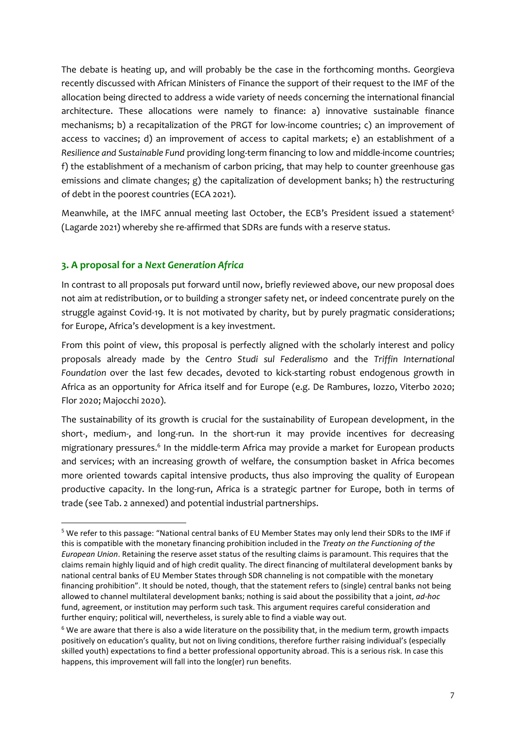The debate is heating up, and will probably be the case in the forthcoming months. Georgieva recently discussed with African Ministers of Finance the support of their request to the IMF of the allocation being directed to address a wide variety of needs concerning the international financial architecture. These allocations were namely to finance: a) innovative sustainable finance mechanisms; b) a recapitalization of the PRGT for low-income countries; c) an improvement of access to vaccines; d) an improvement of access to capital markets; e) an establishment of a *Resilience and Sustainable Fund* providing long-term financing to low and middle-income countries; f) the establishment of a mechanism of carbon pricing, that may help to counter greenhouse gas emissions and climate changes; g) the capitalization of development banks; h) the restructuring of debt in the poorest countries (ECA 2021).

Meanwhile, at the IMFC annual meeting last October, the ECB's President issued a statement[5] (Lagarde 2021) whereby she re-affirmed that SDRs are funds with a reserve status.

## 3. A proposal for a *Next Generation Africa*

In contrast to all proposals put forward until now, briefly reviewed above, our new proposal does not aim at redistribution, or to building a stronger safety net, or indeed concentrate purely on the struggle against Covid-19. It is not motivated by charity, but by purely pragmatic considerations; for Europe, Africa's development is a key investment.

From this point of view, this proposal is perfectly aligned with the scholarly interest and policy proposals already made by the *Centro Studi sul Federalismo* and the *Triffin International Foundation* over the last few decades, devoted to kick-starting robust endogenous growth in Africa as an opportunity for Africa itself and for Europe (e.g. De Rambures, Iozzo, Viterbo 2020; Flor 2020; Majocchi 2020).

The sustainability of its growth is crucial for the sustainability of European development, in the short-, medium-, and long-run. In the short-run it may provide incentives for decreasing migrationary pressures.[6] In the middle-term Africa may provide a market for European products and services; with an increasing growth of welfare, the consumption basket in Africa becomes more oriented towards capital intensive products, thus also improving the quality of European productive capacity. In the long-run, Africa is a strategic partner for Europe, both in terms of trade (see Tab. 2 annexed) and potential industrial partnerships.

---

[5] We refer to this passage: "National central banks of EU Member States may only lend their SDRs to the IMF if this is compatible with the monetary financing prohibition included in the *Treaty on the Functioning of the European Union*. Retaining the reserve asset status of the resulting claims is paramount. This requires that the claims remain highly liquid and of high credit quality. The direct financing of multilateral development banks by national central banks of EU Member States through SDR channeling is not compatible with the monetary financing prohibition". It should be noted, though, that the statement refers to (single) central banks not being allowed to channel multilateral development banks; nothing is said about the possibility that a joint, *ad-hoc* fund, agreement, or institution may perform such task. This argument requires careful consideration and further enquiry; political will, nevertheless, is surely able to find a viable way out.

[6] We are aware that there is also a wide literature on the possibility that, in the medium term, growth impacts positively on education's quality, but not on living conditions, therefore further raising individual's (especially skilled youth) expectations to find a better professional opportunity abroad. This is a serious risk. In case this happens, this improvement will fall into the long(er) run benefits.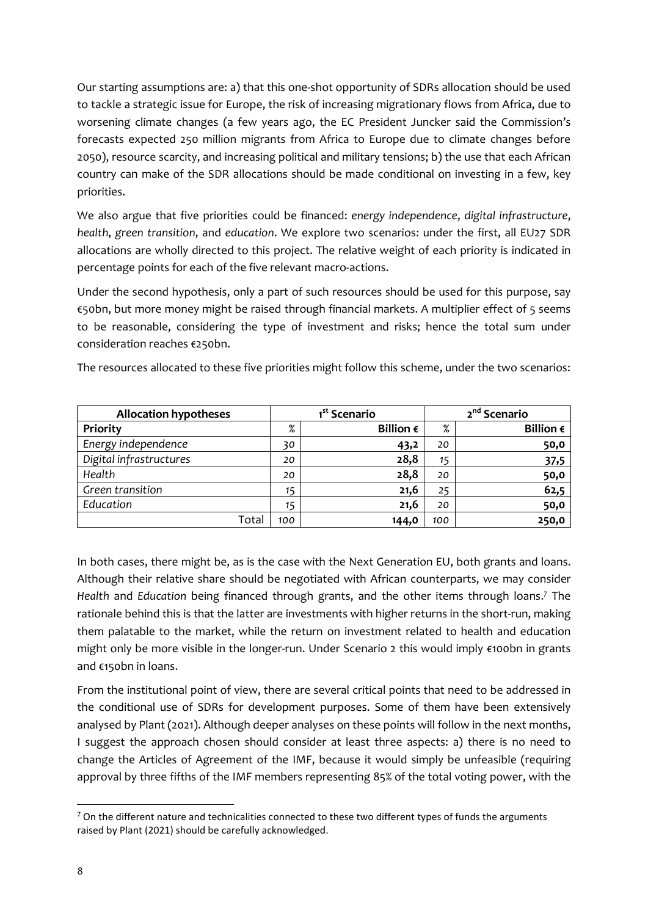Our starting assumptions are: a) that this one-shot opportunity of SDRs allocation should be used to tackle a strategic issue for Europe, the risk of increasing migrationary flows from Africa, due to worsening climate changes (a few years ago, the EC President Juncker said the Commission's forecasts expected 250 million migrants from Africa to Europe due to climate changes before 2050), resource scarcity, and increasing political and military tensions; b) the use that each African country can make of the SDR allocations should be made conditional on investing in a few, key priorities.

We also argue that five priorities could be financed: *energy independence*, *digital infrastructure*, *health*, *green transition*, and *education*. We explore two scenarios: under the first, all EU27 SDR allocations are wholly directed to this project. The relative weight of each priority is indicated in percentage points for each of the five relevant macro-actions.

Under the second hypothesis, only a part of such resources should be used for this purpose, say €50bn, but more money might be raised through financial markets. A multiplier effect of 5 seems to be reasonable, considering the type of investment and risks; hence the total sum under consideration reaches €250bn.

The resources allocated to these five priorities might follow this scheme, under the two scenarios:

| **Allocation hypotheses** | **1st Scenario** | | **2nd Scenario** | |
|---|---|---|---|---|
| **Priority** | **%** | **Billion €** | **%** | **Billion €** |
| *Energy independence* | *30* | **43,2** | *20* | **50,0** |
| *Digital infrastructures* | *20* | **28,8** | *15* | **37,5** |
| *Health* | *20* | **28,8** | *20* | **50,0** |
| *Green transition* | *15* | **21,6** | *25* | **62,5** |
| *Education* | *15* | **21,6** | *20* | **50,0** |
| Total | *100* | **144,0** | *100* | **250,0** |

In both cases, there might be, as is the case with the Next Generation EU, both grants and loans. Although their relative share should be negotiated with African counterparts, we may consider *Health* and *Education* being financed through grants, and the other items through loans.[7] The rationale behind this is that the latter are investments with higher returns in the short-run, making them palatable to the market, while the return on investment related to health and education might only be more visible in the longer-run. Under Scenario 2 this would imply €100bn in grants and €150bn in loans.

From the institutional point of view, there are several critical points that need to be addressed in the conditional use of SDRs for development purposes. Some of them have been extensively analysed by Plant (2021). Although deeper analyses on these points will follow in the next months, I suggest the approach chosen should consider at least three aspects: a) there is no need to change the Articles of Agreement of the IMF, because it would simply be unfeasible (requiring approval by three fifths of the IMF members representing 85% of the total voting power, with the

[7] On the different nature and technicalities connected to these two different types of funds the arguments raised by Plant (2021) should be carefully acknowledged.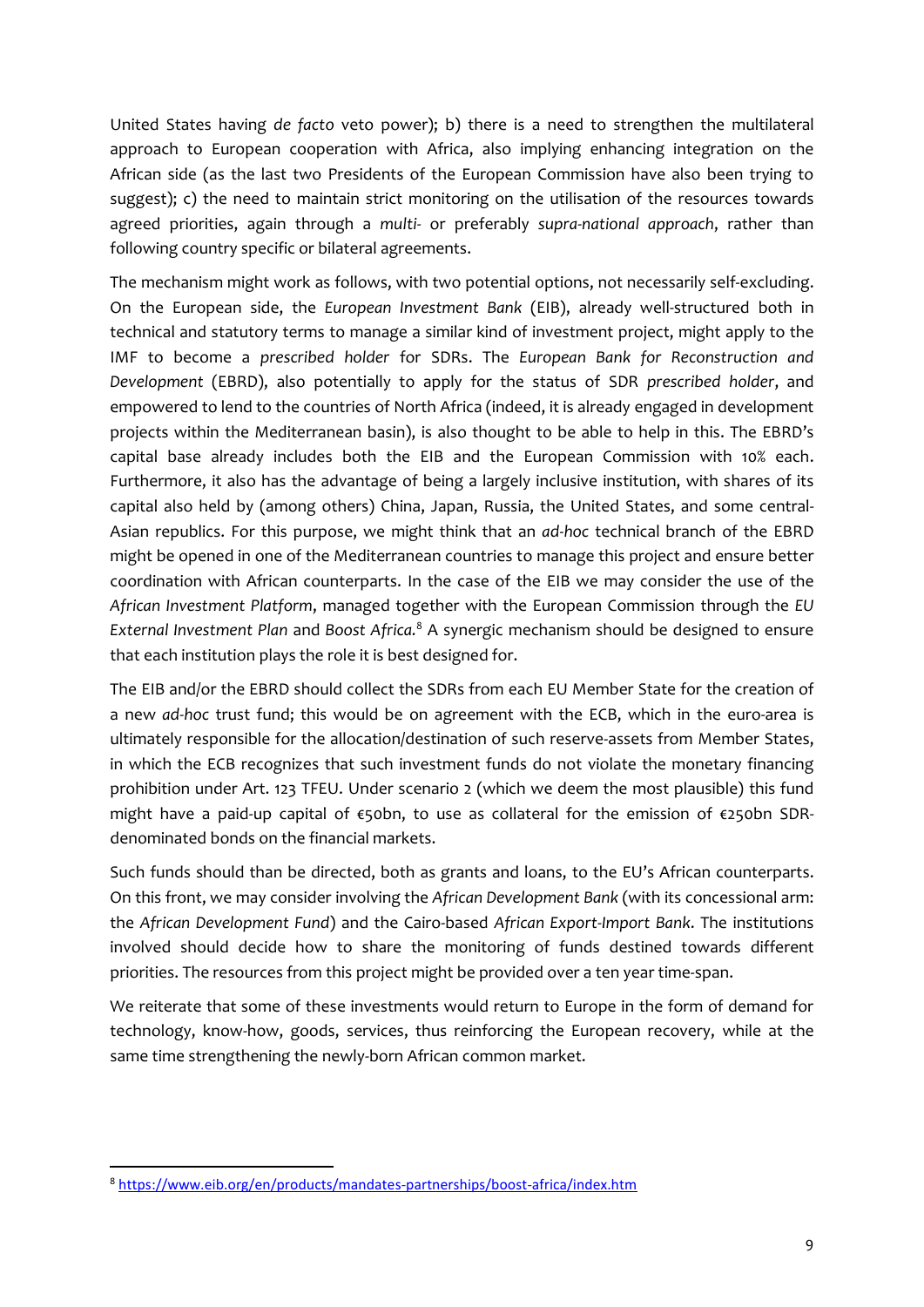United States having *de facto* veto power); b) there is a need to strengthen the multilateral approach to European cooperation with Africa, also implying enhancing integration on the African side (as the last two Presidents of the European Commission have also been trying to suggest); c) the need to maintain strict monitoring on the utilisation of the resources towards agreed priorities, again through a *multi-* or preferably *supra-national approach*, rather than following country specific or bilateral agreements.

The mechanism might work as follows, with two potential options, not necessarily self-excluding. On the European side, the *European Investment Bank* (EIB), already well-structured both in technical and statutory terms to manage a similar kind of investment project, might apply to the IMF to become a *prescribed holder* for SDRs. The *European Bank for Reconstruction and Development* (EBRD), also potentially to apply for the status of SDR *prescribed holder*, and empowered to lend to the countries of North Africa (indeed, it is already engaged in development projects within the Mediterranean basin), is also thought to be able to help in this. The EBRD's capital base already includes both the EIB and the European Commission with 10% each. Furthermore, it also has the advantage of being a largely inclusive institution, with shares of its capital also held by (among others) China, Japan, Russia, the United States, and some central-Asian republics. For this purpose, we might think that an *ad-hoc* technical branch of the EBRD might be opened in one of the Mediterranean countries to manage this project and ensure better coordination with African counterparts. In the case of the EIB we may consider the use of the *African Investment Platform*, managed together with the European Commission through the *EU External Investment Plan* and *Boost Africa.*[8] A synergic mechanism should be designed to ensure that each institution plays the role it is best designed for.

The EIB and/or the EBRD should collect the SDRs from each EU Member State for the creation of a new *ad-hoc* trust fund; this would be on agreement with the ECB, which in the euro-area is ultimately responsible for the allocation/destination of such reserve-assets from Member States, in which the ECB recognizes that such investment funds do not violate the monetary financing prohibition under Art. 123 TFEU. Under scenario 2 (which we deem the most plausible) this fund might have a paid-up capital of €50bn, to use as collateral for the emission of €250bn SDR-denominated bonds on the financial markets.

Such funds should than be directed, both as grants and loans, to the EU's African counterparts. On this front, we may consider involving the *African Development Bank* (with its concessional arm: the *African Development Fund*) and the Cairo-based *African Export-Import Bank*. The institutions involved should decide how to share the monitoring of funds destined towards different priorities. The resources from this project might be provided over a ten year time-span.

We reiterate that some of these investments would return to Europe in the form of demand for technology, know-how, goods, services, thus reinforcing the European recovery, while at the same time strengthening the newly-born African common market.

---

[8] https://www.eib.org/en/products/mandates-partnerships/boost-africa/index.htm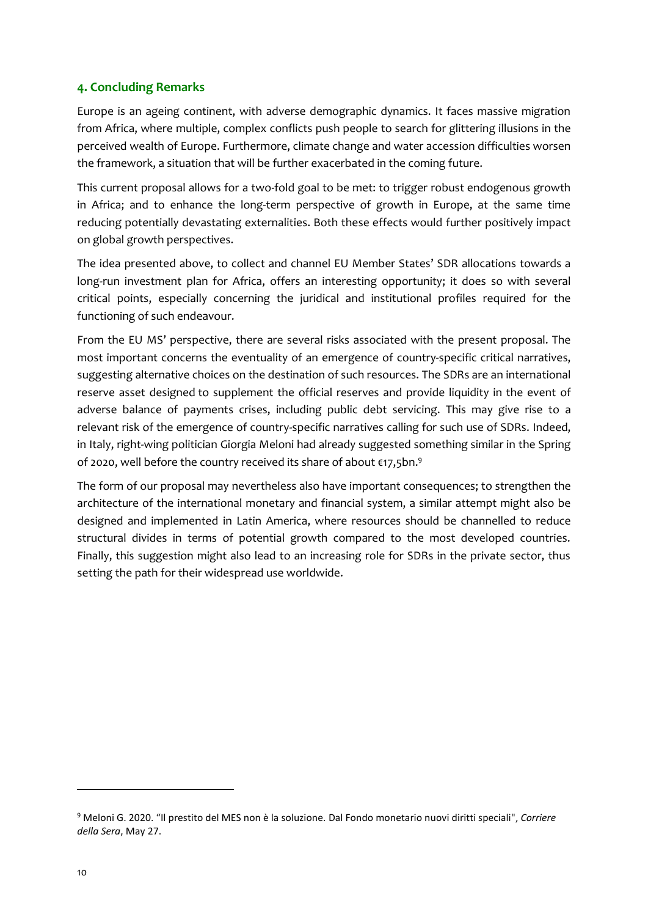## 4. Concluding Remarks

Europe is an ageing continent, with adverse demographic dynamics. It faces massive migration from Africa, where multiple, complex conflicts push people to search for glittering illusions in the perceived wealth of Europe. Furthermore, climate change and water accession difficulties worsen the framework, a situation that will be further exacerbated in the coming future.

This current proposal allows for a two-fold goal to be met: to trigger robust endogenous growth in Africa; and to enhance the long-term perspective of growth in Europe, at the same time reducing potentially devastating externalities. Both these effects would further positively impact on global growth perspectives.

The idea presented above, to collect and channel EU Member States' SDR allocations towards a long-run investment plan for Africa, offers an interesting opportunity; it does so with several critical points, especially concerning the juridical and institutional profiles required for the functioning of such endeavour.

From the EU MS' perspective, there are several risks associated with the present proposal. The most important concerns the eventuality of an emergence of country-specific critical narratives, suggesting alternative choices on the destination of such resources. The SDRs are an international reserve asset designed to supplement the official reserves and provide liquidity in the event of adverse balance of payments crises, including public debt servicing. This may give rise to a relevant risk of the emergence of country-specific narratives calling for such use of SDRs. Indeed, in Italy, right-wing politician Giorgia Meloni had already suggested something similar in the Spring of 2020, well before the country received its share of about €17,5bn.[9]

The form of our proposal may nevertheless also have important consequences; to strengthen the architecture of the international monetary and financial system, a similar attempt might also be designed and implemented in Latin America, where resources should be channelled to reduce structural divides in terms of potential growth compared to the most developed countries. Finally, this suggestion might also lead to an increasing role for SDRs in the private sector, thus setting the path for their widespread use worldwide.

---

[9] Meloni G. 2020. "Il prestito del MES non è la soluzione. Dal Fondo monetario nuovi diritti speciali", *Corriere della Sera*, May 27.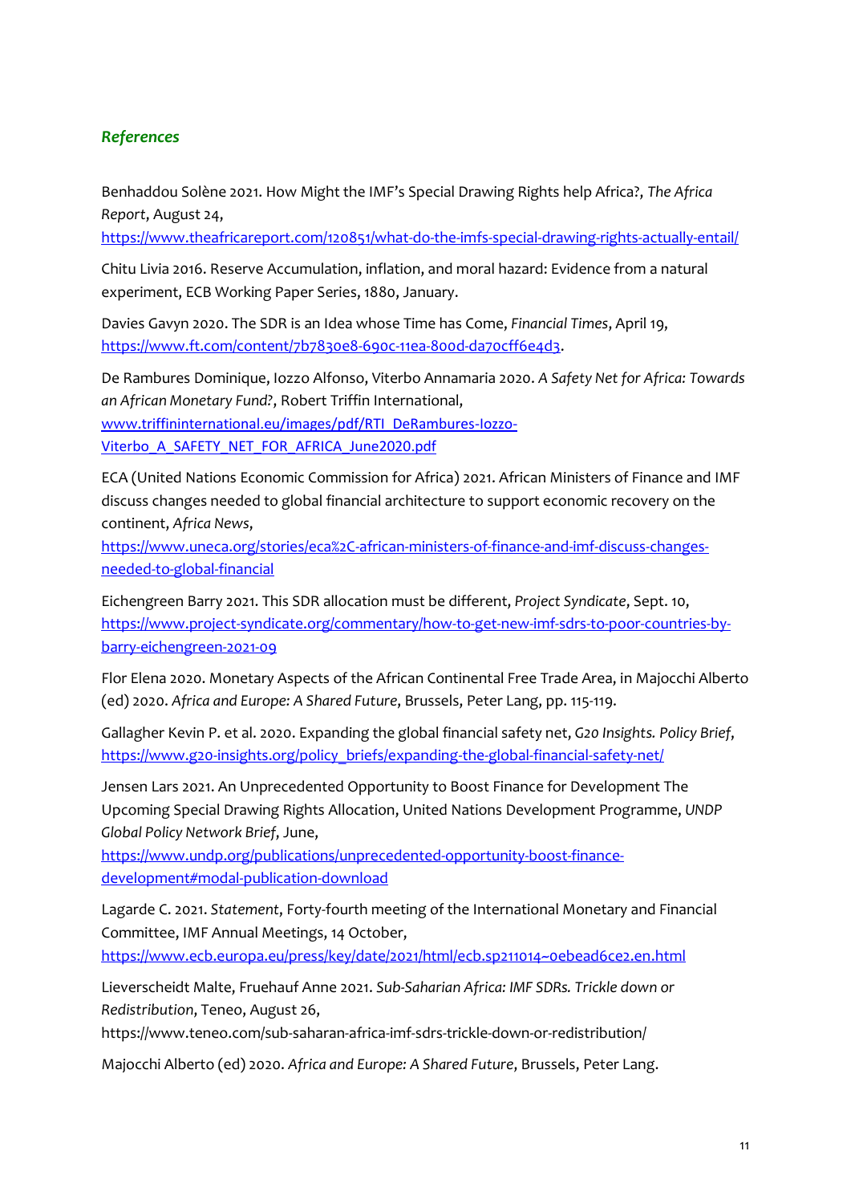### *References*

Benhaddou Solène 2021. How Might the IMF's Special Drawing Rights help Africa?, *The Africa Report*, August 24, https://www.theafricareport.com/120851/what-do-the-imfs-special-drawing-rights-actually-entail/

Chitu Livia 2016. Reserve Accumulation, inflation, and moral hazard: Evidence from a natural experiment, ECB Working Paper Series, 1880, January.

Davies Gavyn 2020. The SDR is an Idea whose Time has Come, *Financial Times*, April 19, https://www.ft.com/content/7b7830e8-690c-11ea-800d-da70cff6e4d3.

De Rambures Dominique, Iozzo Alfonso, Viterbo Annamaria 2020. *A Safety Net for Africa: Towards an African Monetary Fund?*, Robert Triffin International, www.triffininternational.eu/images/pdf/RTI_DeRambures-Iozzo-Viterbo_A_SAFETY_NET_FOR_AFRICA_June2020.pdf

ECA (United Nations Economic Commission for Africa) 2021. African Ministers of Finance and IMF discuss changes needed to global financial architecture to support economic recovery on the continent, *Africa News*, https://www.uneca.org/stories/eca%2C-african-ministers-of-finance-and-imf-discuss-changes-needed-to-global-financial

Eichengreen Barry 2021. This SDR allocation must be different, *Project Syndicate*, Sept. 10, https://www.project-syndicate.org/commentary/how-to-get-new-imf-sdrs-to-poor-countries-by-barry-eichengreen-2021-09

Flor Elena 2020. Monetary Aspects of the African Continental Free Trade Area, in Majocchi Alberto (ed) 2020. *Africa and Europe: A Shared Future*, Brussels, Peter Lang, pp. 115-119.

Gallagher Kevin P. et al. 2020. Expanding the global financial safety net, *G20 Insights. Policy Brief*, https://www.g20-insights.org/policy_briefs/expanding-the-global-financial-safety-net/

Jensen Lars 2021. An Unprecedented Opportunity to Boost Finance for Development The Upcoming Special Drawing Rights Allocation, United Nations Development Programme, *UNDP Global Policy Network Brief*, June, https://www.undp.org/publications/unprecedented-opportunity-boost-finance-development#modal-publication-download

Lagarde C. 2021. *Statement*, Forty-fourth meeting of the International Monetary and Financial Committee, IMF Annual Meetings, 14 October, https://www.ecb.europa.eu/press/key/date/2021/html/ecb.sp211014~0ebead6ce2.en.html

Lieverscheidt Malte, Fruehauf Anne 2021. *Sub-Saharian Africa: IMF SDRs. Trickle down or Redistribution*, Teneo, August 26, https://www.teneo.com/sub-saharan-africa-imf-sdrs-trickle-down-or-redistribution/

Majocchi Alberto (ed) 2020. *Africa and Europe: A Shared Future*, Brussels, Peter Lang.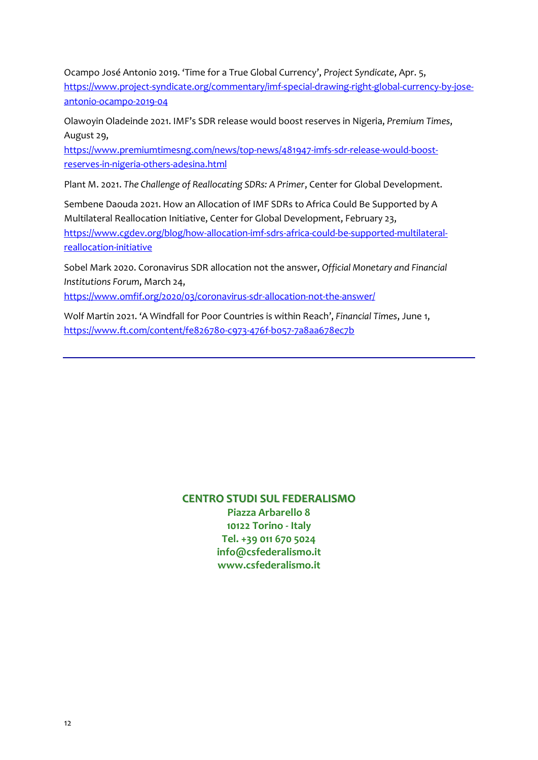Ocampo José Antonio 2019. 'Time for a True Global Currency', *Project Syndicate*, Apr. 5, https://www.project-syndicate.org/commentary/imf-special-drawing-right-global-currency-by-jose-antonio-ocampo-2019-04

Olawoyin Oladeinde 2021. IMF's SDR release would boost reserves in Nigeria, *Premium Times*, August 29, https://www.premiumtimesng.com/news/top-news/481947-imfs-sdr-release-would-boost-reserves-in-nigeria-others-adesina.html

Plant M. 2021. *The Challenge of Reallocating SDRs: A Primer*, Center for Global Development.

Sembene Daouda 2021. How an Allocation of IMF SDRs to Africa Could Be Supported by A Multilateral Reallocation Initiative, Center for Global Development, February 23, https://www.cgdev.org/blog/how-allocation-imf-sdrs-africa-could-be-supported-multilateral-reallocation-initiative

Sobel Mark 2020. Coronavirus SDR allocation not the answer, *Official Monetary and Financial Institutions Forum*, March 24, https://www.omfif.org/2020/03/coronavirus-sdr-allocation-not-the-answer/

Wolf Martin 2021. 'A Windfall for Poor Countries is within Reach', *Financial Times*, June 1, https://www.ft.com/content/fe826780-c973-476f-b057-7a8aa678ec7b

---

**CENTRO STUDI SUL FEDERALISMO**
**Piazza Arbarello 8**
**10122 Torino - Italy**
**Tel. +39 011 670 5024**
**info@csfederalismo.it**
**www.csfederalismo.it**